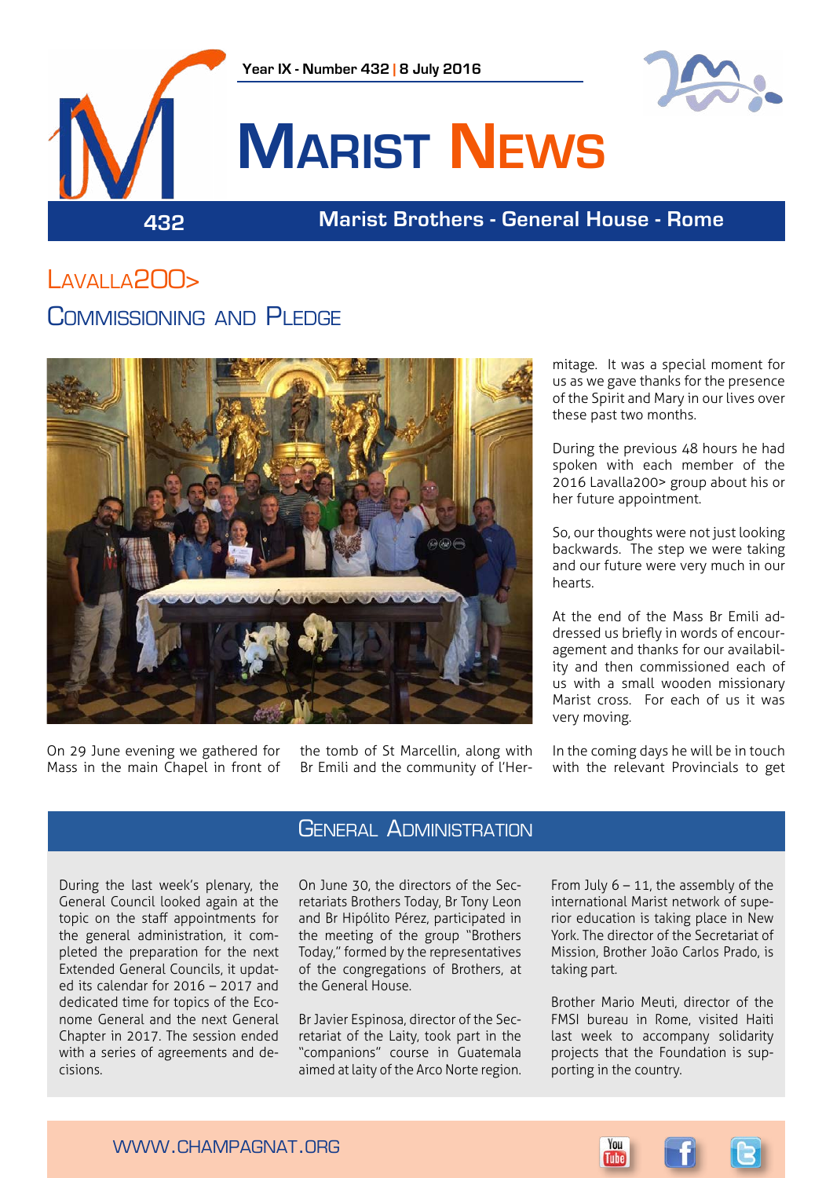Year IX - Number 432 | 8 July 2016

# Marist News

432

Marist Brothers - General House - Rome

## Lavalla200>
## Commissioning and Pledge

On 29 June evening we gathered for Mass in the main Chapel in front of the tomb of St Marcellin, along with Br Emili and the community of l'Hermitage. It was a special moment for us as we gave thanks for the presence of the Spirit and Mary in our lives over these past two months.

During the previous 48 hours he had spoken with each member of the 2016 Lavalla200> group about his or her future appointment.

So, our thoughts were not just looking backwards. The step we were taking and our future were very much in our hearts.

At the end of the Mass Br Emili addressed us briefly in words of encouragement and thanks for our availability and then commissioned each of us with a small wooden missionary Marist cross. For each of us it was very moving.

In the coming days he will be in touch with the relevant Provincials to get

## General Administration

During the last week's plenary, the General Council looked again at the topic on the staff appointments for the general administration, it completed the preparation for the next Extended General Councils, it updated its calendar for 2016 – 2017 and dedicated time for topics of the Econome General and the next General Chapter in 2017. The session ended with a series of agreements and decisions.

On June 30, the directors of the Secretariats Brothers Today, Br Tony Leon and Br Hipólito Pérez, participated in the meeting of the group "Brothers Today," formed by the representatives of the congregations of Brothers, at the General House.

Br Javier Espinosa, director of the Secretariat of the Laity, took part in the "companions" course in Guatemala aimed at laity of the Arco Norte region.

From July 6 – 11, the assembly of the international Marist network of superior education is taking place in New York. The director of the Secretariat of Mission, Brother João Carlos Prado, is taking part.

Brother Mario Meuti, director of the FMSI bureau in Rome, visited Haiti last week to accompany solidarity projects that the Foundation is supporting in the country.

WWW.CHAMPAGNAT.ORG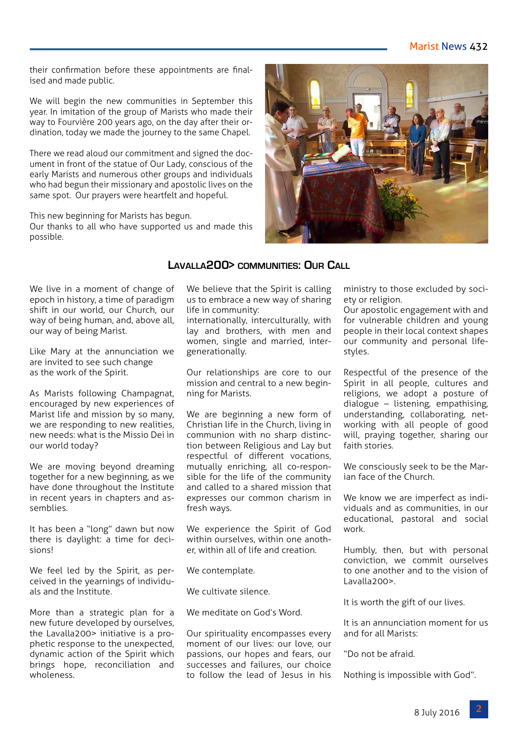their confirmation before these appointments are finalised and made public.

We will begin the new communities in September this year. In imitation of the group of Marists who made their way to Fourvière 200 years ago, on the day after their ordination, today we made the journey to the same Chapel.

There we read aloud our commitment and signed the document in front of the statue of Our Lady, conscious of the early Marists and numerous other groups and individuals who had begun their missionary and apostolic lives on the same spot. Our prayers were heartfelt and hopeful.

This new beginning for Marists has begun.
Our thanks to all who have supported us and made this possible.

## Lavalla200> communities: Our Call

We live in a moment of change of epoch in history, a time of paradigm shift in our world, our Church, our way of being human, and, above all, our way of being Marist.

Like Mary at the annunciation we are invited to see such change as the work of the Spirit.

As Marists following Champagnat, encouraged by new experiences of Marist life and mission by so many, we are responding to new realities, new needs: what is the Missio Dei in our world today?

We are moving beyond dreaming together for a new beginning, as we have done throughout the Institute in recent years in chapters and assemblies.

It has been a "long" dawn but now there is daylight: a time for decisions!

We feel led by the Spirit, as perceived in the yearnings of individuals and the Institute.

More than a strategic plan for a new future developed by ourselves, the Lavalla200> initiative is a prophetic response to the unexpected, dynamic action of the Spirit which brings hope, reconciliation and wholeness.

We believe that the Spirit is calling us to embrace a new way of sharing life in community:
internationally, interculturally, with lay and brothers, with men and women, single and married, intergenerationally.

Our relationships are core to our mission and central to a new beginning for Marists.

We are beginning a new form of Christian life in the Church, living in communion with no sharp distinction between Religious and Lay but respectful of different vocations, mutually enriching, all co-responsible for the life of the community and called to a shared mission that expresses our common charism in fresh ways.

We experience the Spirit of God within ourselves, within one another, within all of life and creation.

We contemplate.

We cultivate silence.

We meditate on God's Word.

Our spirituality encompasses every moment of our lives: our love, our passions, our hopes and fears, our successes and failures, our choice to follow the lead of Jesus in his ministry to those excluded by society or religion.
Our apostolic engagement with and for vulnerable children and young people in their local context shapes our community and personal lifestyles.

Respectful of the presence of the Spirit in all people, cultures and religions, we adopt a posture of dialogue – listening, empathising, understanding, collaborating, networking with all people of good will, praying together, sharing our faith stories.

We consciously seek to be the Marian face of the Church.

We know we are imperfect as individuals and as communities, in our educational, pastoral and social work.

Humbly, then, but with personal conviction, we commit ourselves to one another and to the vision of Lavalla200>.

It is worth the gift of our lives.

It is an annunciation moment for us and for all Marists:

"Do not be afraid.

Nothing is impossible with God".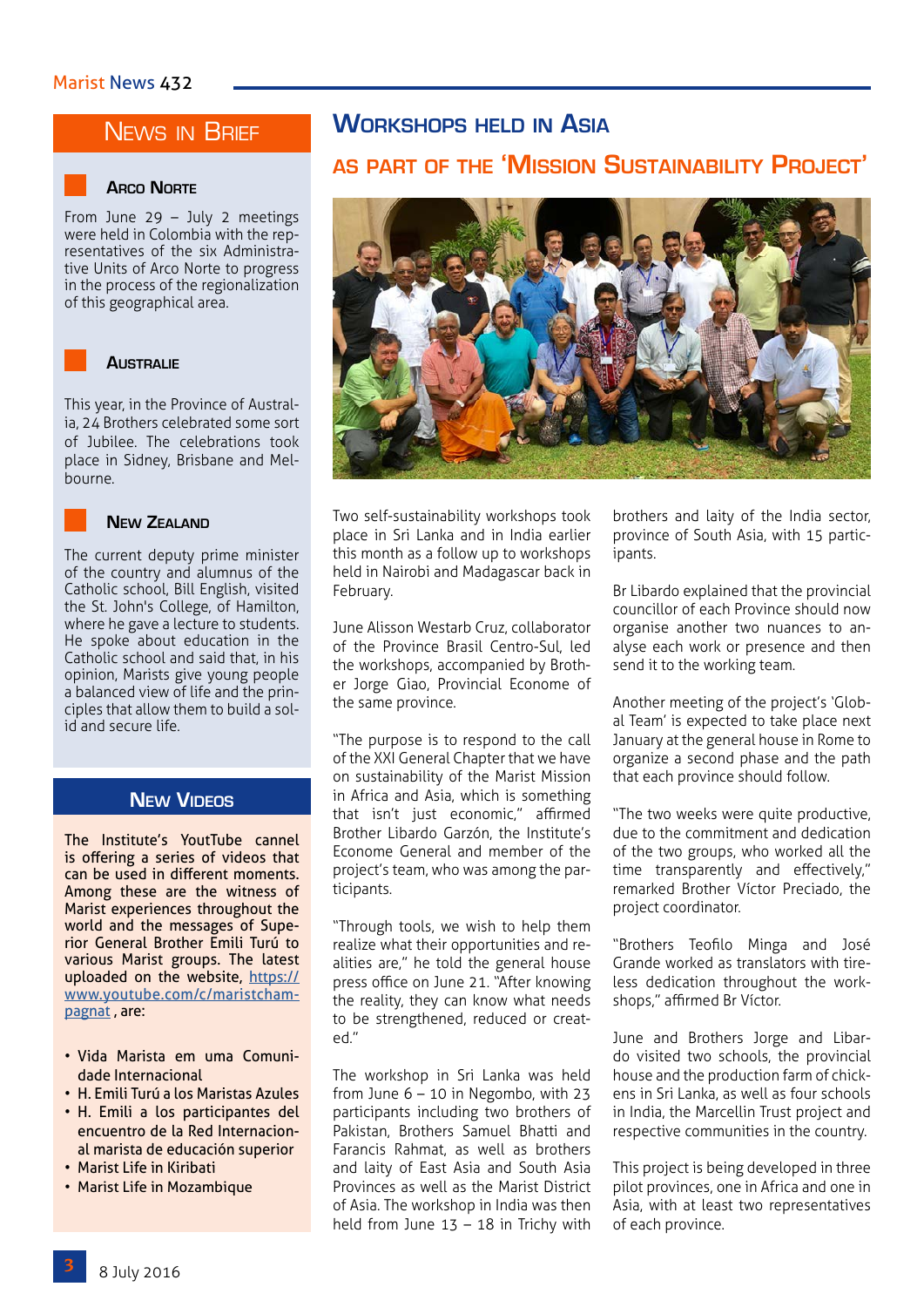## News in Brief

### Arco Norte

From June 29 – July 2 meetings were held in Colombia with the representatives of the six Administrative Units of Arco Norte to progress in the process of the regionalization of this geographical area.

### Australie

This year, in the Province of Australia, 24 Brothers celebrated some sort of Jubilee. The celebrations took place in Sidney, Brisbane and Melbourne.

### New Zealand

The current deputy prime minister of the country and alumnus of the Catholic school, Bill English, visited the St. John's College, of Hamilton, where he gave a lecture to students. He spoke about education in the Catholic school and said that, in his opinion, Marists give young people a balanced view of life and the principles that allow them to build a solid and secure life.

## New Videos

The Institute's YouTube cannel is offering a series of videos that can be used in different moments. Among these are the witness of Marist experiences throughout the world and the messages of Superior General Brother Emili Turú to various Marist groups. The latest uploaded on the website, https://www.youtube.com/c/maristchampagnat , are:

- Vida Marista em uma Comunidade Internacional
- H. Emili Turú a los Maristas Azules
- H. Emili a los participantes del encuentro de la Red Internacional marista de educación superior
- Marist Life in Kiribati
- Marist Life in Mozambique

# Workshops held in Asia

## as part of the 'Mission Sustainability Project'

Two self-sustainability workshops took place in Sri Lanka and in India earlier this month as a follow up to workshops held in Nairobi and Madagascar back in February.

June Alisson Westarb Cruz, collaborator of the Province Brasil Centro-Sul, led the workshops, accompanied by Brother Jorge Giao, Provincial Econome of the same province.

"The purpose is to respond to the call of the XXI General Chapter that we have on sustainability of the Marist Mission in Africa and Asia, which is something that isn't just economic," affirmed Brother Libardo Garzón, the Institute's Econome General and member of the project's team, who was among the participants.

"Through tools, we wish to help them realize what their opportunities and realities are," he told the general house press office on June 21. "After knowing the reality, they can know what needs to be strengthened, reduced or created."

The workshop in Sri Lanka was held from June 6 – 10 in Negombo, with 23 participants including two brothers of Pakistan, Brothers Samuel Bhatti and Farancis Rahmat, as well as brothers and laity of East Asia and South Asia Provinces as well as the Marist District of Asia. The workshop in India was then held from June 13 – 18 in Trichy with brothers and laity of the India sector, province of South Asia, with 15 participants.

Br Libardo explained that the provincial councillor of each Province should now organise another two nuances to analyse each work or presence and then send it to the working team.

Another meeting of the project's 'Global Team' is expected to take place next January at the general house in Rome to organize a second phase and the path that each province should follow.

"The two weeks were quite productive, due to the commitment and dedication of the two groups, who worked all the time transparently and effectively," remarked Brother Víctor Preciado, the project coordinator.

"Brothers Teofilo Minga and José Grande worked as translators with tireless dedication throughout the workshops," affirmed Br Víctor.

June and Brothers Jorge and Libardo visited two schools, the provincial house and the production farm of chickens in Sri Lanka, as well as four schools in India, the Marcellin Trust project and respective communities in the country.

This project is being developed in three pilot provinces, one in Africa and one in Asia, with at least two representatives of each province.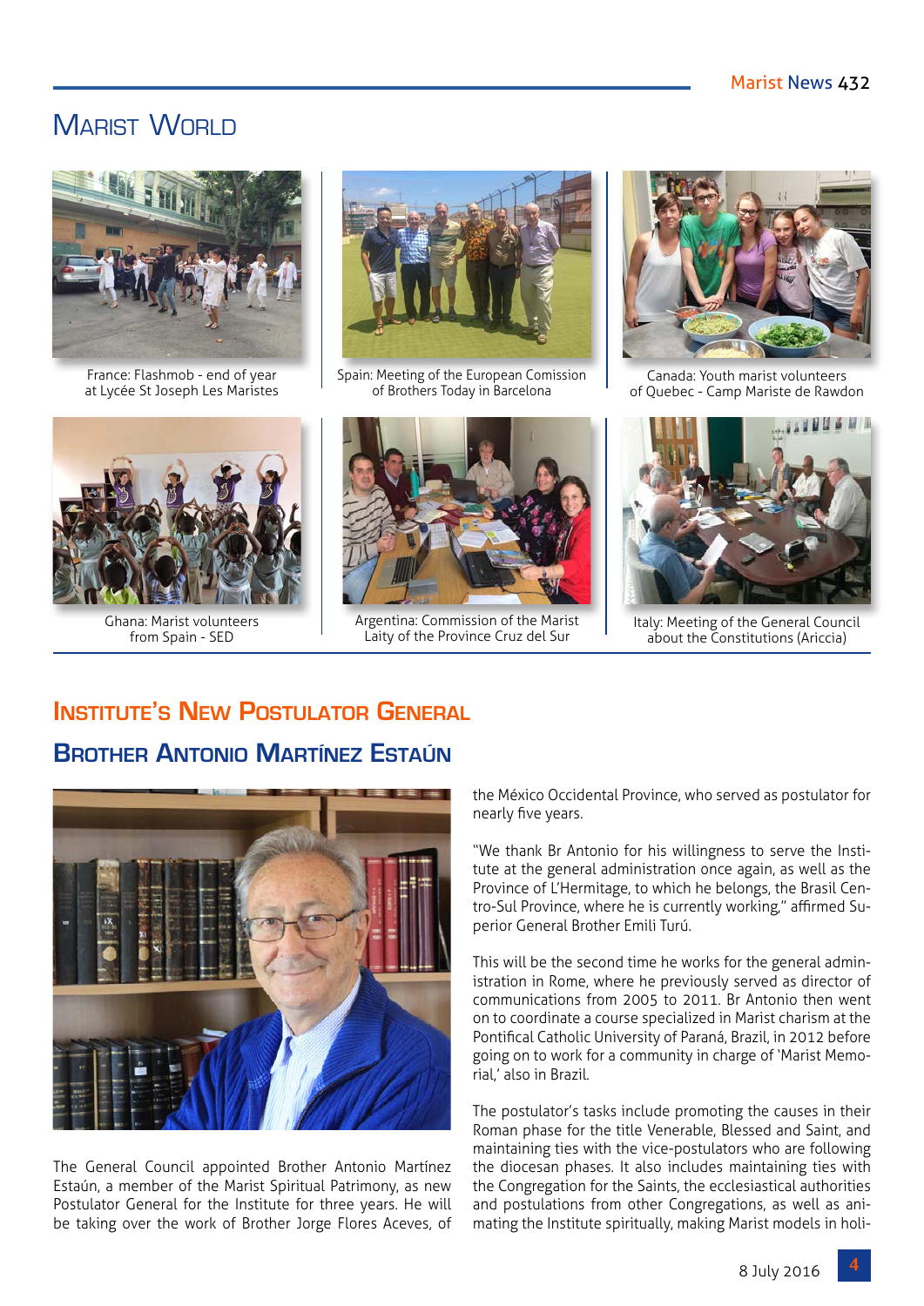# Marist World

France: Flashmob - end of year at Lycée St Joseph Les Maristes

Spain: Meeting of the European Comission of Brothers Today in Barcelona

Canada: Youth marist volunteers of Quebec - Camp Mariste de Rawdon

Ghana: Marist volunteers from Spain - SED

Argentina: Commission of the Marist Laity of the Province Cruz del Sur

Italy: Meeting of the General Council about the Constitutions (Ariccia)

## Institute's New Postulator General

## Brother Antonio Martínez Estaún

The General Council appointed Brother Antonio Martínez Estaún, a member of the Marist Spiritual Patrimony, as new Postulator General for the Institute for three years. He will be taking over the work of Brother Jorge Flores Aceves, of the México Occidental Province, who served as postulator for nearly five years.

"We thank Br Antonio for his willingness to serve the Institute at the general administration once again, as well as the Province of L'Hermitage, to which he belongs, the Brasil Centro-Sul Province, where he is currently working," affirmed Superior General Brother Emili Turú.

This will be the second time he works for the general administration in Rome, where he previously served as director of communications from 2005 to 2011. Br Antonio then went on to coordinate a course specialized in Marist charism at the Pontifical Catholic University of Paraná, Brazil, in 2012 before going on to work for a community in charge of 'Marist Memorial,' also in Brazil.

The postulator's tasks include promoting the causes in their Roman phase for the title Venerable, Blessed and Saint, and maintaining ties with the vice-postulators who are following the diocesan phases. It also includes maintaining ties with the Congregation for the Saints, the ecclesiastical authorities and postulations from other Congregations, as well as animating the Institute spiritually, making Marist models in holi-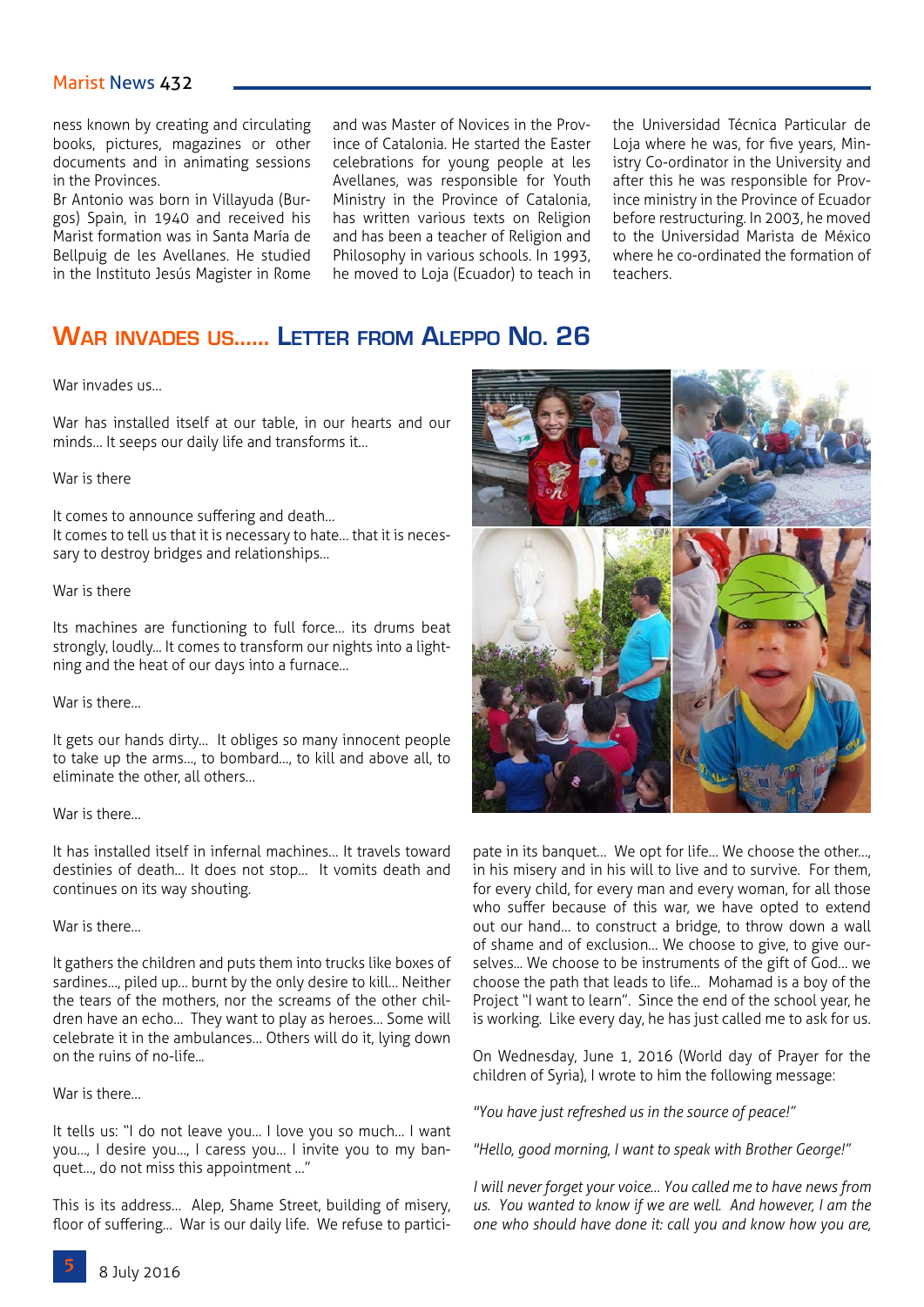ness known by creating and circulating books, pictures, magazines or other documents and in animating sessions in the Provinces.

Br Antonio was born in Villayuda (Burgos) Spain, in 1940 and received his Marist formation was in Santa María de Bellpuig de les Avellanes. He studied in the Instituto Jesús Magister in Rome and was Master of Novices in the Province of Catalonia. He started the Easter celebrations for young people at les Avellanes, was responsible for Youth Ministry in the Province of Catalonia, has written various texts on Religion and has been a teacher of Religion and Philosophy in various schools. In 1993, he moved to Loja (Ecuador) to teach in the Universidad Técnica Particular de Loja where he was, for five years, Ministry Co-ordinator in the University and after this he was responsible for Province ministry in the Province of Ecuador before restructuring. In 2003, he moved to the Universidad Marista de México where he co-ordinated the formation of teachers.

## War invades us...... Letter from Aleppo No. 26

War invades us...

War has installed itself at our table, in our hearts and our minds... It seeps our daily life and transforms it...

War is there

It comes to announce suffering and death...
It comes to tell us that it is necessary to hate... that it is necessary to destroy bridges and relationships...

War is there

Its machines are functioning to full force... its drums beat strongly, loudly... It comes to transform our nights into a lightning and the heat of our days into a furnace...

War is there...

It gets our hands dirty... It obliges so many innocent people to take up the arms..., to bombard..., to kill and above all, to eliminate the other, all others...

War is there...

It has installed itself in infernal machines... It travels toward destinies of death... It does not stop... It vomits death and continues on its way shouting.

War is there...

It gathers the children and puts them into trucks like boxes of sardines..., piled up... burnt by the only desire to kill... Neither the tears of the mothers, nor the screams of the other children have an echo... They want to play as heroes... Some will celebrate it in the ambulances... Others will do it, lying down on the ruins of no-life...

War is there...

It tells us: "I do not leave you... I love you so much... I want you..., I desire you..., I caress you... I invite you to my banquet..., do not miss this appointment ..."

This is its address... Alep, Shame Street, building of misery, floor of suffering... War is our daily life. We refuse to participate in its banquet... We opt for life... We choose the other..., in his misery and in his will to live and to survive. For them, for every child, for every man and every woman, for all those who suffer because of this war, we have opted to extend out our hand... to construct a bridge, to throw down a wall of shame and of exclusion... We choose to give, to give ourselves... We choose to be instruments of the gift of God... we choose the path that leads to life... Mohamad is a boy of the Project "I want to learn". Since the end of the school year, he is working. Like every day, he has just called me to ask for us.

On Wednesday, June 1, 2016 (World day of Prayer for the children of Syria), I wrote to him the following message:

*"You have just refreshed us in the source of peace!"*

*"Hello, good morning, I want to speak with Brother George!"*

*I will never forget your voice... You called me to have news from us. You wanted to know if we are well. And however, I am the one who should have done it: call you and know how you are,*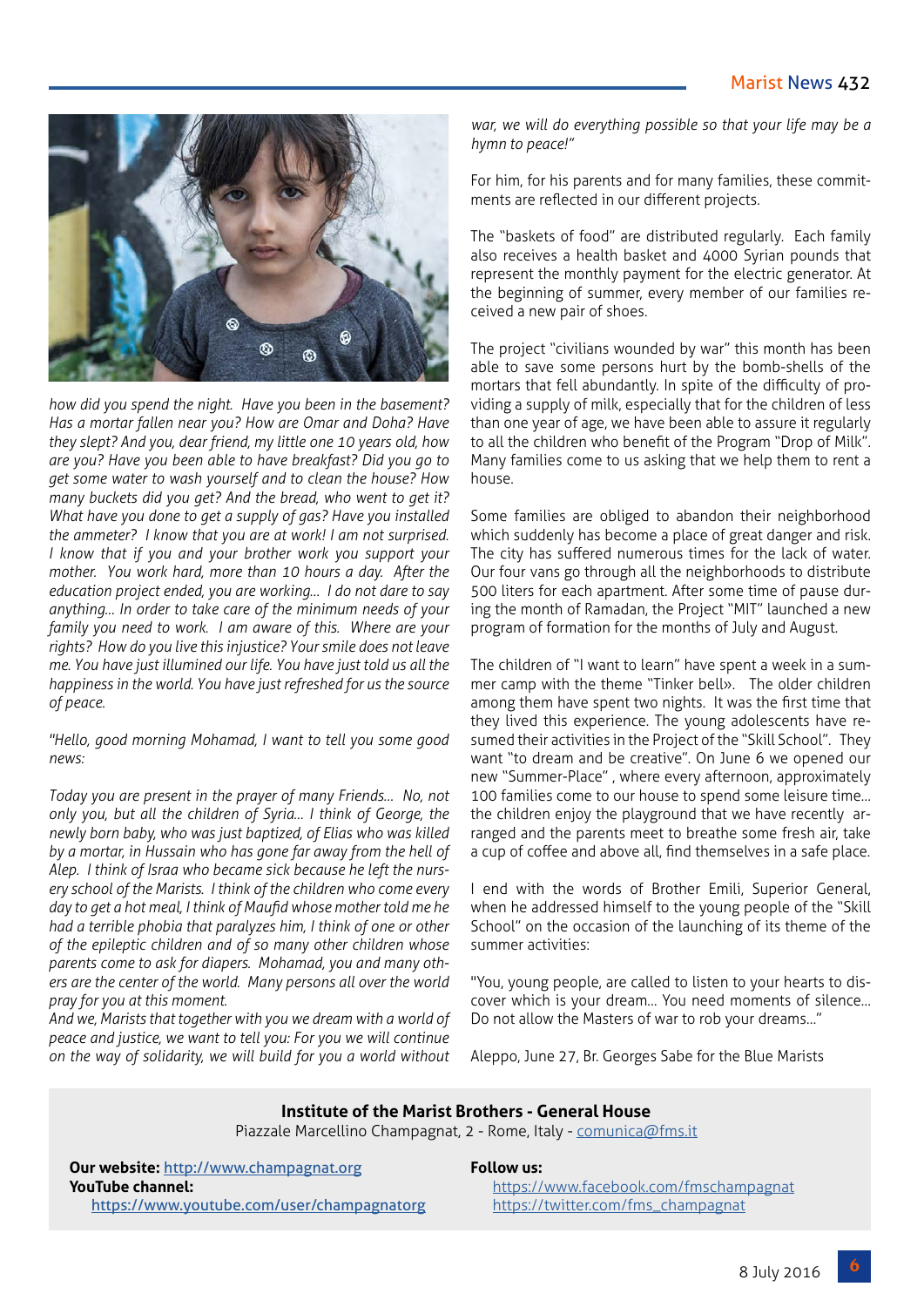*how did you spend the night. Have you been in the basement? Has a mortar fallen near you? How are Omar and Doha? Have they slept? And you, dear friend, my little one 10 years old, how are you? Have you been able to have breakfast? Did you go to get some water to wash yourself and to clean the house? How many buckets did you get? And the bread, who went to get it? What have you done to get a supply of gas? Have you installed the ammeter? I know that you are at work! I am not surprised. I know that if you and your brother work you support your mother. You work hard, more than 10 hours a day. After the education project ended, you are working... I do not dare to say anything... In order to take care of the minimum needs of your family you need to work. I am aware of this. Where are your rights? How do you live this injustice? Your smile does not leave me. You have just illumined our life. You have just told us all the happiness in the world. You have just refreshed for us the source of peace.*

*"Hello, good morning Mohamad, I want to tell you some good news:*

*Today you are present in the prayer of many Friends... No, not only you, but all the children of Syria... I think of George, the newly born baby, who was just baptized, of Elias who was killed by a mortar, in Hussain who has gone far away from the hell of Alep. I think of Israa who became sick because he left the nursery school of the Marists. I think of the children who come every day to get a hot meal, I think of Maufid whose mother told me he had a terrible phobia that paralyzes him, I think of one or other of the epileptic children and of so many other children whose parents come to ask for diapers. Mohamad, you and many others are the center of the world. Many persons all over the world pray for you at this moment.*
*And we, Marists that together with you we dream with a world of peace and justice, we want to tell you: For you we will continue on the way of solidarity, we will build for you a world without war, we will do everything possible so that your life may be a hymn to peace!"*

For him, for his parents and for many families, these commitments are reflected in our different projects.

The "baskets of food" are distributed regularly. Each family also receives a health basket and 4000 Syrian pounds that represent the monthly payment for the electric generator. At the beginning of summer, every member of our families received a new pair of shoes.

The project "civilians wounded by war" this month has been able to save some persons hurt by the bomb-shells of the mortars that fell abundantly. In spite of the difficulty of providing a supply of milk, especially that for the children of less than one year of age, we have been able to assure it regularly to all the children who benefit of the Program "Drop of Milk". Many families come to us asking that we help them to rent a house.

Some families are obliged to abandon their neighborhood which suddenly has become a place of great danger and risk. The city has suffered numerous times for the lack of water. Our four vans go through all the neighborhoods to distribute 500 liters for each apartment. After some time of pause during the month of Ramadan, the Project "MIT" launched a new program of formation for the months of July and August.

The children of "I want to learn" have spent a week in a summer camp with the theme "Tinker bell». The older children among them have spent two nights. It was the first time that they lived this experience. The young adolescents have resumed their activities in the Project of the "Skill School". They want "to dream and be creative". On June 6 we opened our new "Summer-Place" , where every afternoon, approximately 100 families come to our house to spend some leisure time... the children enjoy the playground that we have recently arranged and the parents meet to breathe some fresh air, take a cup of coffee and above all, find themselves in a safe place.

I end with the words of Brother Emili, Superior General, when he addressed himself to the young people of the "Skill School" on the occasion of the launching of its theme of the summer activities:

"You, young people, are called to listen to your hearts to discover which is your dream... You need moments of silence... Do not allow the Masters of war to rob your dreams..."

Aleppo, June 27, Br. Georges Sabe for the Blue Marists

**Institute of the Marist Brothers - General House**
Piazzale Marcellino Champagnat, 2 - Rome, Italy - comunica@fms.it

**Our website:** http://www.champagnat.org
**YouTube channel:**
https://www.youtube.com/user/champagnatorg

**Follow us:**
https://www.facebook.com/fmschampagnat
https://twitter.com/fms_champagnat

8 July 2016